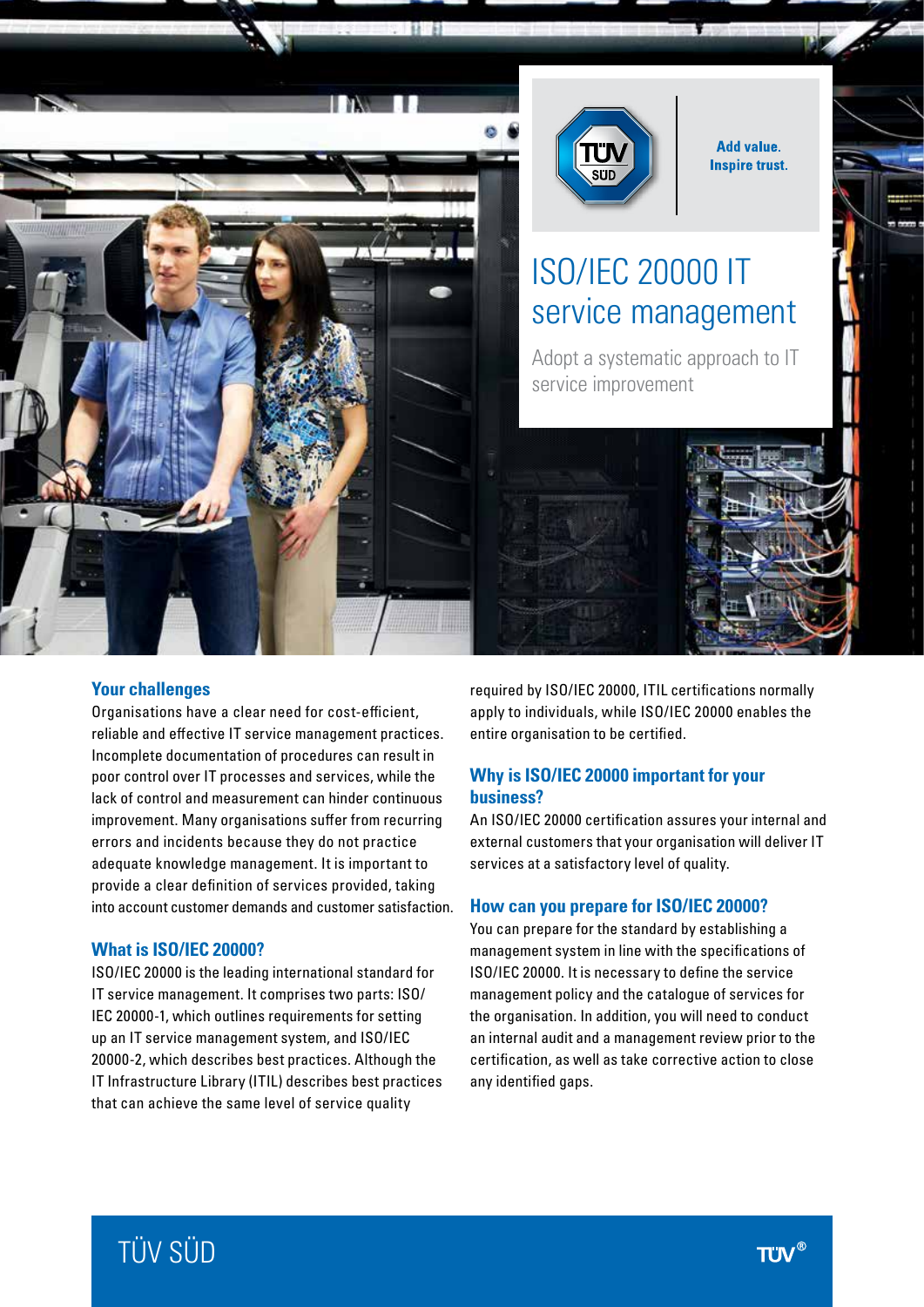Add value.
Inspire trust.

# ISO/IEC 20000 IT service management

Adopt a systematic approach to IT service improvement

## Your challenges

Organisations have a clear need for cost-efficient, reliable and effective IT service management practices. Incomplete documentation of procedures can result in poor control over IT processes and services, while the lack of control and measurement can hinder continuous improvement. Many organisations suffer from recurring errors and incidents because they do not practice adequate knowledge management. It is important to provide a clear definition of services provided, taking into account customer demands and customer satisfaction.

## What is ISO/IEC 20000?

ISO/IEC 20000 is the leading international standard for IT service management. It comprises two parts: ISO/IEC 20000-1, which outlines requirements for setting up an IT service management system, and ISO/IEC 20000-2, which describes best practices. Although the IT Infrastructure Library (ITIL) describes best practices that can achieve the same level of service quality required by ISO/IEC 20000, ITIL certifications normally apply to individuals, while ISO/IEC 20000 enables the entire organisation to be certified.

## Why is ISO/IEC 20000 important for your business?

An ISO/IEC 20000 certification assures your internal and external customers that your organisation will deliver IT services at a satisfactory level of quality.

## How can you prepare for ISO/IEC 20000?

You can prepare for the standard by establishing a management system in line with the specifications of ISO/IEC 20000. It is necessary to define the service management policy and the catalogue of services for the organisation. In addition, you will need to conduct an internal audit and a management review prior to the certification, as well as take corrective action to close any identified gaps.

TÜV SÜD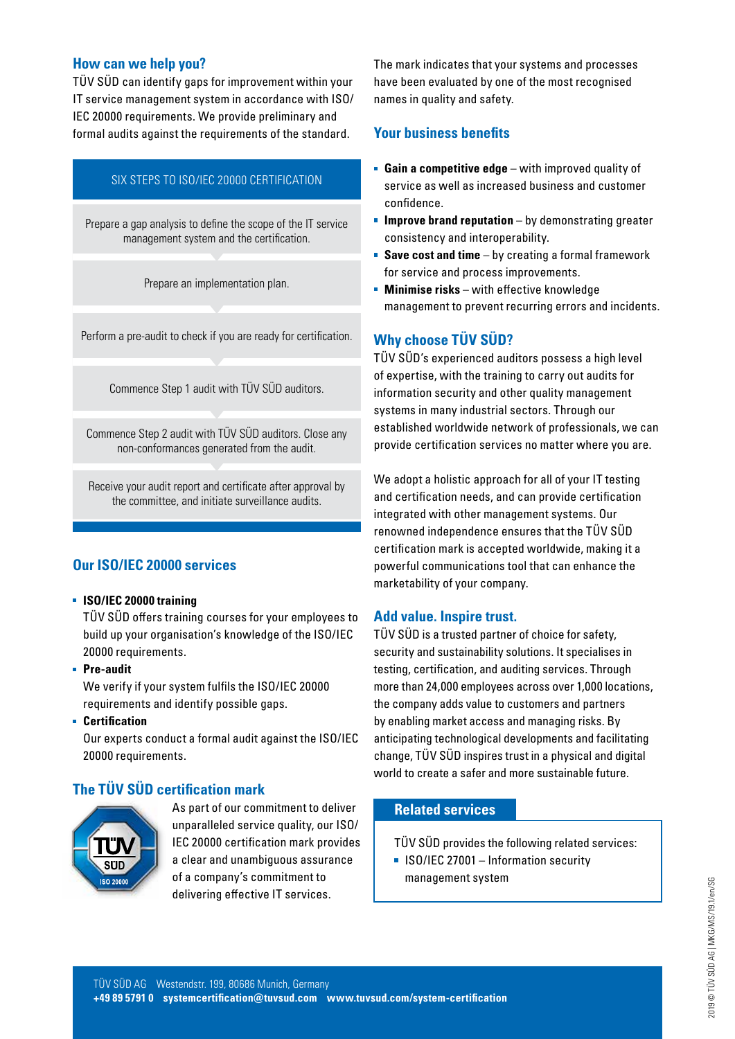## How can we help you?

TÜV SÜD can identify gaps for improvement within your IT service management system in accordance with ISO/IEC 20000 requirements. We provide preliminary and formal audits against the requirements of the standard.

**SIX STEPS TO ISO/IEC 20000 CERTIFICATION**

1. Prepare a gap analysis to define the scope of the IT service management system and the certification.
2. Prepare an implementation plan.
3. Perform a pre-audit to check if you are ready for certification.
4. Commence Step 1 audit with TÜV SÜD auditors.
5. Commence Step 2 audit with TÜV SÜD auditors. Close any non-conformances generated from the audit.
6. Receive your audit report and certificate after approval by the committee, and initiate surveillance audits.

## Our ISO/IEC 20000 services

- **ISO/IEC 20000 training**
  TÜV SÜD offers training courses for your employees to build up your organisation's knowledge of the ISO/IEC 20000 requirements.
- **Pre-audit**
  We verify if your system fulfils the ISO/IEC 20000 requirements and identify possible gaps.
- **Certification**
  Our experts conduct a formal audit against the ISO/IEC 20000 requirements.

## The TÜV SÜD certification mark

As part of our commitment to deliver unparalleled service quality, our ISO/IEC 20000 certification mark provides a clear and unambiguous assurance of a company's commitment to delivering effective IT services.

The mark indicates that your systems and processes have been evaluated by one of the most recognised names in quality and safety.

## Your business benefits

- **Gain a competitive edge** – with improved quality of service as well as increased business and customer confidence.
- **Improve brand reputation** – by demonstrating greater consistency and interoperability.
- **Save cost and time** – by creating a formal framework for service and process improvements.
- **Minimise risks** – with effective knowledge management to prevent recurring errors and incidents.

## Why choose TÜV SÜD?

TÜV SÜD's experienced auditors possess a high level of expertise, with the training to carry out audits for information security and other quality management systems in many industrial sectors. Through our established worldwide network of professionals, we can provide certification services no matter where you are.

We adopt a holistic approach for all of your IT testing and certification needs, and can provide certification integrated with other management systems. Our renowned independence ensures that the TÜV SÜD certification mark is accepted worldwide, making it a powerful communications tool that can enhance the marketability of your company.

## Add value. Inspire trust.

TÜV SÜD is a trusted partner of choice for safety, security and sustainability solutions. It specialises in testing, certification, and auditing services. Through more than 24,000 employees across over 1,000 locations, the company adds value to customers and partners by enabling market access and managing risks. By anticipating technological developments and facilitating change, TÜV SÜD inspires trust in a physical and digital world to create a safer and more sustainable future.

## Related services

TÜV SÜD provides the following related services:

- ISO/IEC 27001 – Information security management system

TÜV SÜD AG Westendstr. 199, 80686 Munich, Germany
**+49 89 5791 0 systemcertification@tuvsud.com www.tuvsud.com/system-certification**

2019 © TÜV SÜD AG | MKG/MS/19.1/en/SG